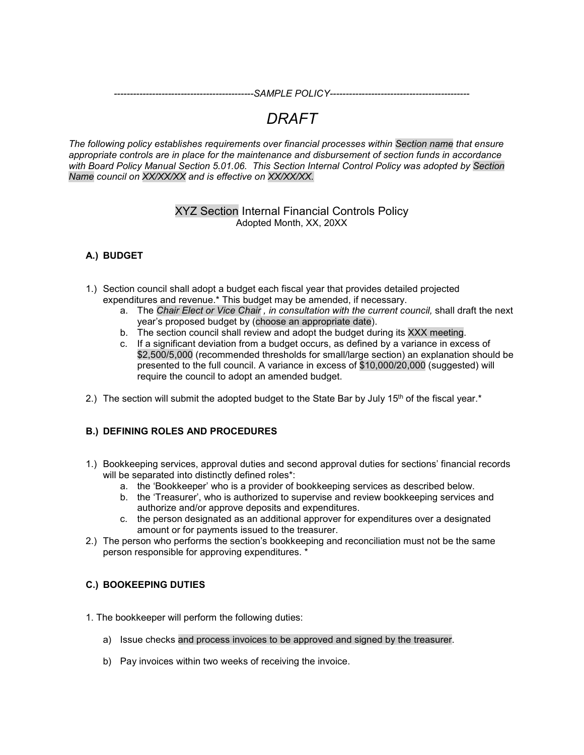-------------------------------------------*SAMPLE POLICY*-------------------------------------------

# *DRAFT*

*The following policy establishes requirements over financial processes within Section name that ensure appropriate controls are in place for the maintenance and disbursement of section funds in accordance with Board Policy Manual Section 5.01.06. This Section Internal Control Policy was adopted by Section Name council on XX/XX/XX and is effective on XX/XX/XX.*

## XYZ Section Internal Financial Controls Policy

Adopted Month, XX, 20XX

### A.) BUDGET

1.) Section council shall adopt a budget each fiscal year that provides detailed projected expenditures and revenue.* This budget may be amended, if necessary.
   a. The *Chair Elect or Vice Chair , in consultation with the current council,* shall draft the next year's proposed budget by (choose an appropriate date).
   b. The section council shall review and adopt the budget during its XXX meeting.
   c. If a significant deviation from a budget occurs, as defined by a variance in excess of $2,500/5,000 (recommended thresholds for small/large section) an explanation should be presented to the full council. A variance in excess of $10,000/20,000 (suggested) will require the council to adopt an amended budget.

2.) The section will submit the adopted budget to the State Bar by July 15th of the fiscal year.*

### B.) DEFINING ROLES AND PROCEDURES

1.) Bookkeeping services, approval duties and second approval duties for sections' financial records will be separated into distinctly defined roles*:
   a. the 'Bookkeeper' who is a provider of bookkeeping services as described below.
   b. the 'Treasurer', who is authorized to supervise and review bookkeeping services and authorize and/or approve deposits and expenditures.
   c. the person designated as an additional approver for expenditures over a designated amount or for payments issued to the treasurer.

2.) The person who performs the section's bookkeeping and reconciliation must not be the same person responsible for approving expenditures. *

### C.) BOOKEEPING DUTIES

1. The bookkeeper will perform the following duties:

   a) Issue checks and process invoices to be approved and signed by the treasurer.

   b) Pay invoices within two weeks of receiving the invoice.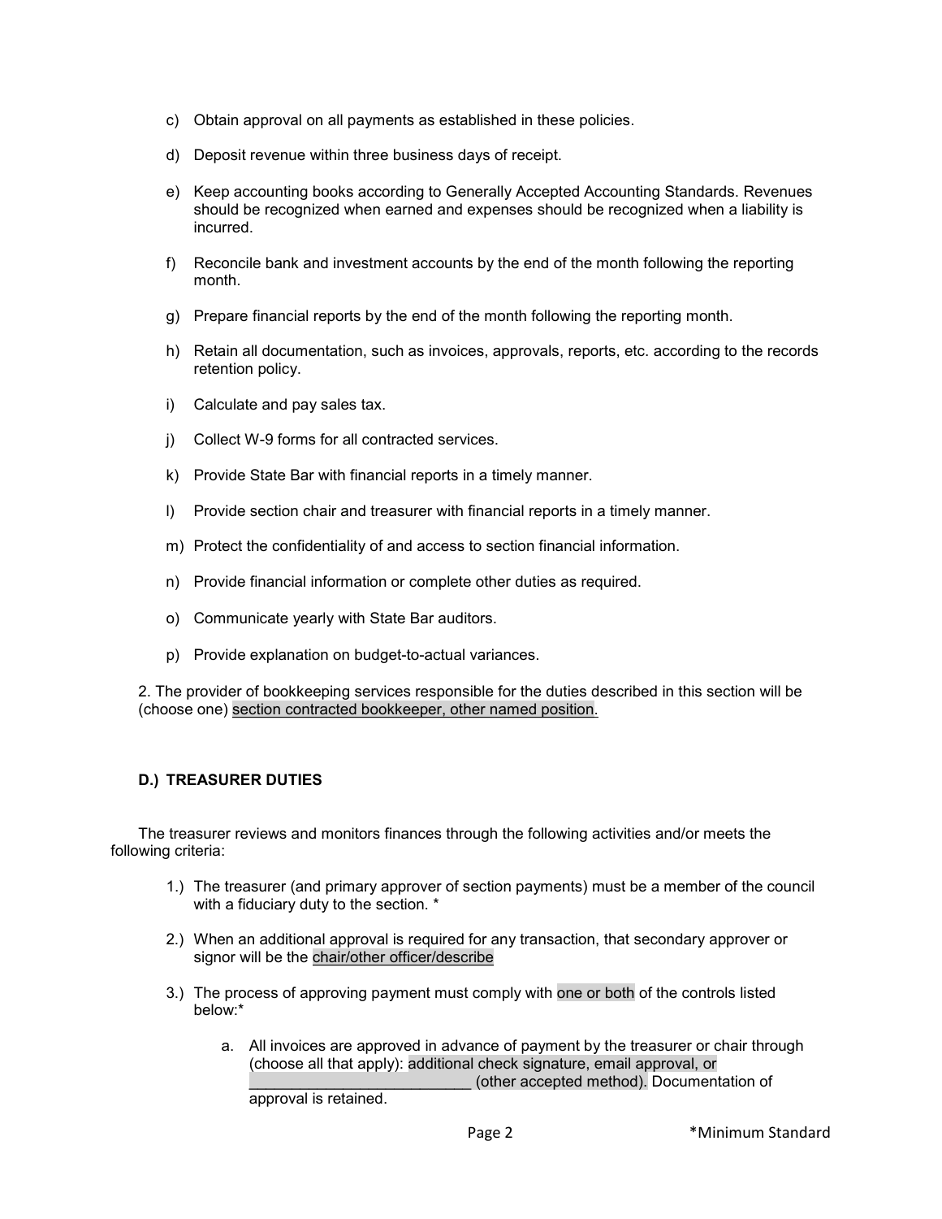c) Obtain approval on all payments as established in these policies.

d) Deposit revenue within three business days of receipt.

e) Keep accounting books according to Generally Accepted Accounting Standards. Revenues should be recognized when earned and expenses should be recognized when a liability is incurred.

f) Reconcile bank and investment accounts by the end of the month following the reporting month.

g) Prepare financial reports by the end of the month following the reporting month.

h) Retain all documentation, such as invoices, approvals, reports, etc. according to the records retention policy.

i) Calculate and pay sales tax.

j) Collect W-9 forms for all contracted services.

k) Provide State Bar with financial reports in a timely manner.

l) Provide section chair and treasurer with financial reports in a timely manner.

m) Protect the confidentiality of and access to section financial information.

n) Provide financial information or complete other duties as required.

o) Communicate yearly with State Bar auditors.

p) Provide explanation on budget-to-actual variances.

2. The provider of bookkeeping services responsible for the duties described in this section will be (choose one) section contracted bookkeeper, other named position.

**D.) TREASURER DUTIES**

The treasurer reviews and monitors finances through the following activities and/or meets the following criteria:

1.) The treasurer (and primary approver of section payments) must be a member of the council with a fiduciary duty to the section. *

2.) When an additional approval is required for any transaction, that secondary approver or signor will be the chair/other officer/describe

3.) The process of approving payment must comply with one or both of the controls listed below:*

   a. All invoices are approved in advance of payment by the treasurer or chair through (choose all that apply): additional check signature, email approval, or __________________________ (other accepted method). Documentation of approval is retained.

*Minimum Standard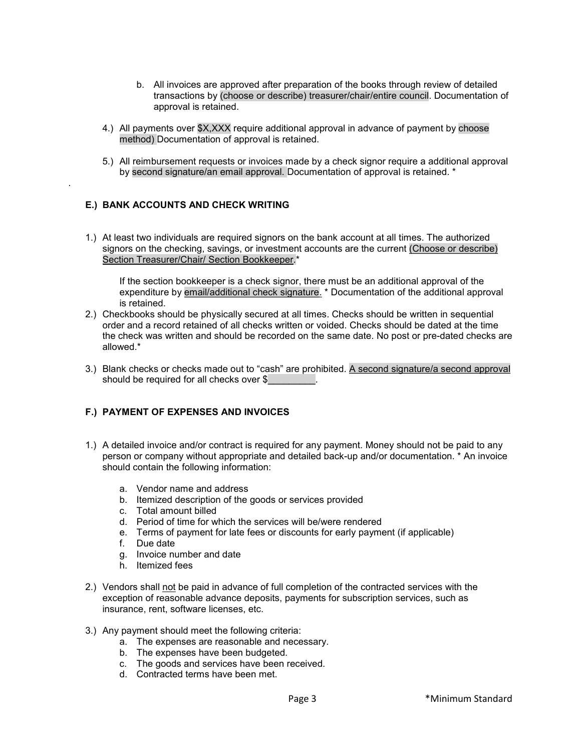b. All invoices are approved after preparation of the books through review of detailed transactions by (choose or describe) treasurer/chair/entire council. Documentation of approval is retained.

4.) All payments over $X,XXX require additional approval in advance of payment by choose method) Documentation of approval is retained.

5.) All reimbursement requests or invoices made by a check signor require a additional approval by second signature/an email approval. Documentation of approval is retained. *

.

### E.) BANK ACCOUNTS AND CHECK WRITING

1.) At least two individuals are required signors on the bank account at all times. The authorized signors on the checking, savings, or investment accounts are the current (Choose or describe) Section Treasurer/Chair/ Section Bookkeeper.*

   If the section bookkeeper is a check signor, there must be an additional approval of the expenditure by email/additional check signature. * Documentation of the additional approval is retained.

2.) Checkbooks should be physically secured at all times. Checks should be written in sequential order and a record retained of all checks written or voided. Checks should be dated at the time the check was written and should be recorded on the same date. No post or pre-dated checks are allowed.*

3.) Blank checks or checks made out to "cash" are prohibited. A second signature/a second approval should be required for all checks over $_________.

### F.) PAYMENT OF EXPENSES AND INVOICES

1.) A detailed invoice and/or contract is required for any payment. Money should not be paid to any person or company without appropriate and detailed back-up and/or documentation. * An invoice should contain the following information:

   a. Vendor name and address
   b. Itemized description of the goods or services provided
   c. Total amount billed
   d. Period of time for which the services will be/were rendered
   e. Terms of payment for late fees or discounts for early payment (if applicable)
   f. Due date
   g. Invoice number and date
   h. Itemized fees

2.) Vendors shall not be paid in advance of full completion of the contracted services with the exception of reasonable advance deposits, payments for subscription services, such as insurance, rent, software licenses, etc.

3.) Any payment should meet the following criteria:
   a. The expenses are reasonable and necessary.
   b. The expenses have been budgeted.
   c. The goods and services have been received.
   d. Contracted terms have been met.

*Minimum Standard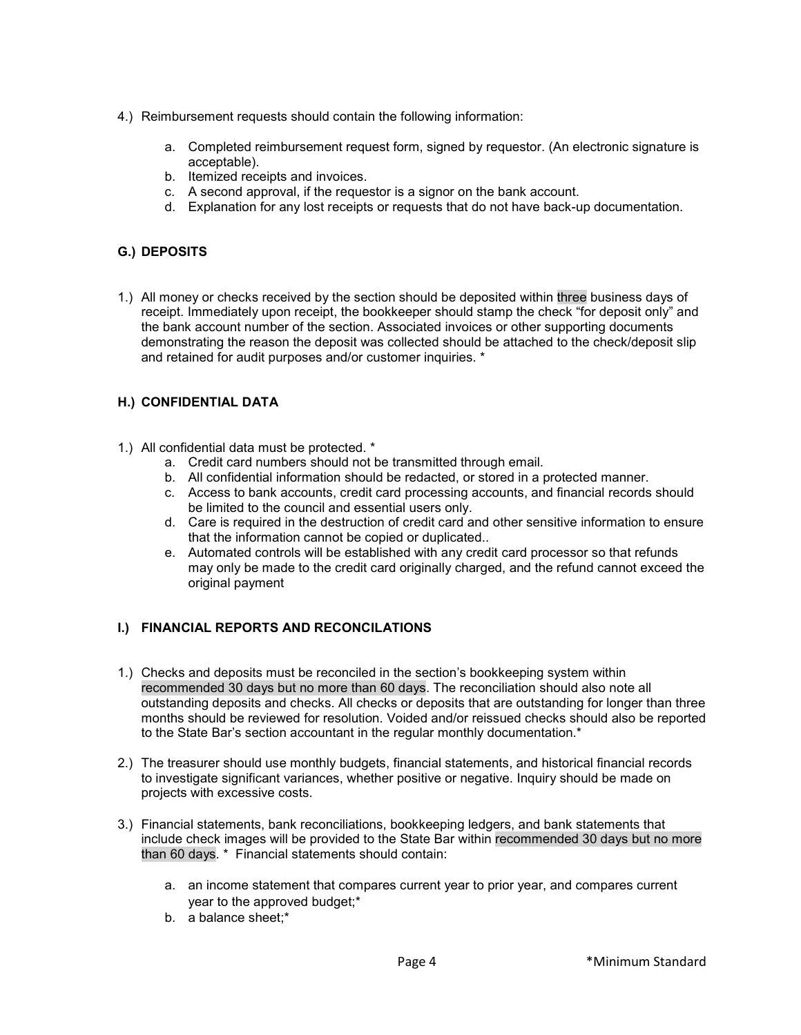4.) Reimbursement requests should contain the following information:

   a. Completed reimbursement request form, signed by requestor. (An electronic signature is acceptable).
   b. Itemized receipts and invoices.
   c. A second approval, if the requestor is a signor on the bank account.
   d. Explanation for any lost receipts or requests that do not have back-up documentation.

### G.) DEPOSITS

1.) All money or checks received by the section should be deposited within three business days of receipt. Immediately upon receipt, the bookkeeper should stamp the check "for deposit only" and the bank account number of the section. Associated invoices or other supporting documents demonstrating the reason the deposit was collected should be attached to the check/deposit slip and retained for audit purposes and/or customer inquiries. *

### H.) CONFIDENTIAL DATA

1.) All confidential data must be protected. *
   a. Credit card numbers should not be transmitted through email.
   b. All confidential information should be redacted, or stored in a protected manner.
   c. Access to bank accounts, credit card processing accounts, and financial records should be limited to the council and essential users only.
   d. Care is required in the destruction of credit card and other sensitive information to ensure that the information cannot be copied or duplicated..
   e. Automated controls will be established with any credit card processor so that refunds may only be made to the credit card originally charged, and the refund cannot exceed the original payment

### I.) FINANCIAL REPORTS AND RECONCILATIONS

1.) Checks and deposits must be reconciled in the section's bookkeeping system within recommended 30 days but no more than 60 days. The reconciliation should also note all outstanding deposits and checks. All checks or deposits that are outstanding for longer than three months should be reviewed for resolution. Voided and/or reissued checks should also be reported to the State Bar's section accountant in the regular monthly documentation.*

2.) The treasurer should use monthly budgets, financial statements, and historical financial records to investigate significant variances, whether positive or negative. Inquiry should be made on projects with excessive costs.

3.) Financial statements, bank reconciliations, bookkeeping ledgers, and bank statements that include check images will be provided to the State Bar within recommended 30 days but no more than 60 days. * Financial statements should contain:

   a. an income statement that compares current year to prior year, and compares current year to the approved budget;*
   b. a balance sheet;*

*Minimum Standard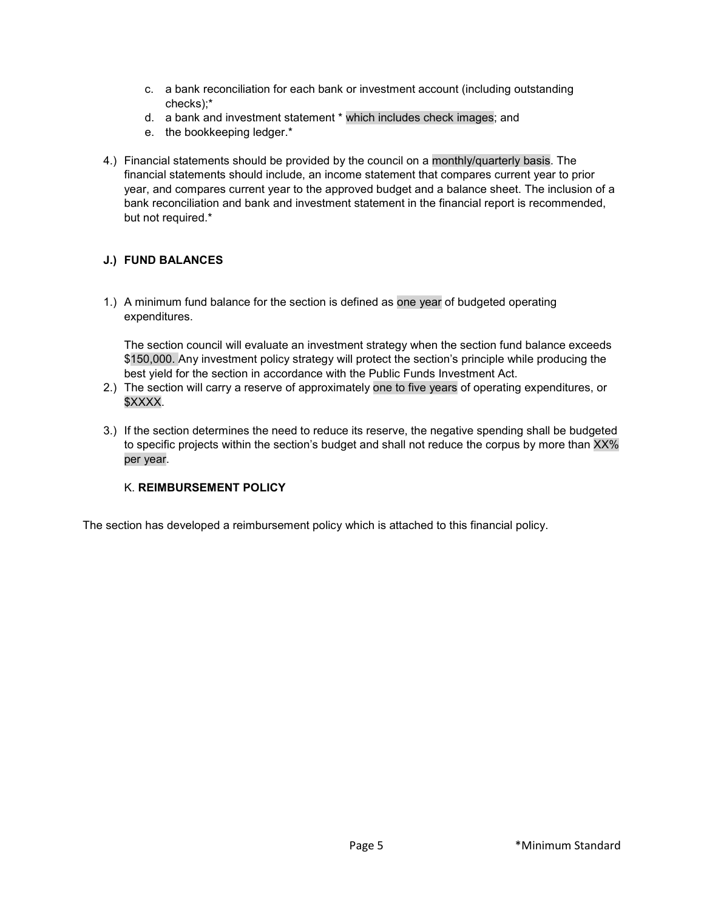c. a bank reconciliation for each bank or investment account (including outstanding checks);*
d. a bank and investment statement * which includes check images; and
e. the bookkeeping ledger.*

4.) Financial statements should be provided by the council on a monthly/quarterly basis. The financial statements should include, an income statement that compares current year to prior year, and compares current year to the approved budget and a balance sheet. The inclusion of a bank reconciliation and bank and investment statement in the financial report is recommended, but not required.*

### J.) FUND BALANCES

1.) A minimum fund balance for the section is defined as one year of budgeted operating expenditures.

    The section council will evaluate an investment strategy when the section fund balance exceeds $150,000. Any investment policy strategy will protect the section's principle while producing the best yield for the section in accordance with the Public Funds Investment Act.

2.) The section will carry a reserve of approximately one to five years of operating expenditures, or $XXXX.

3.) If the section determines the need to reduce its reserve, the negative spending shall be budgeted to specific projects within the section's budget and shall not reduce the corpus by more than XX% per year.

### K. REIMBURSEMENT POLICY

The section has developed a reimbursement policy which is attached to this financial policy.

*Minimum Standard